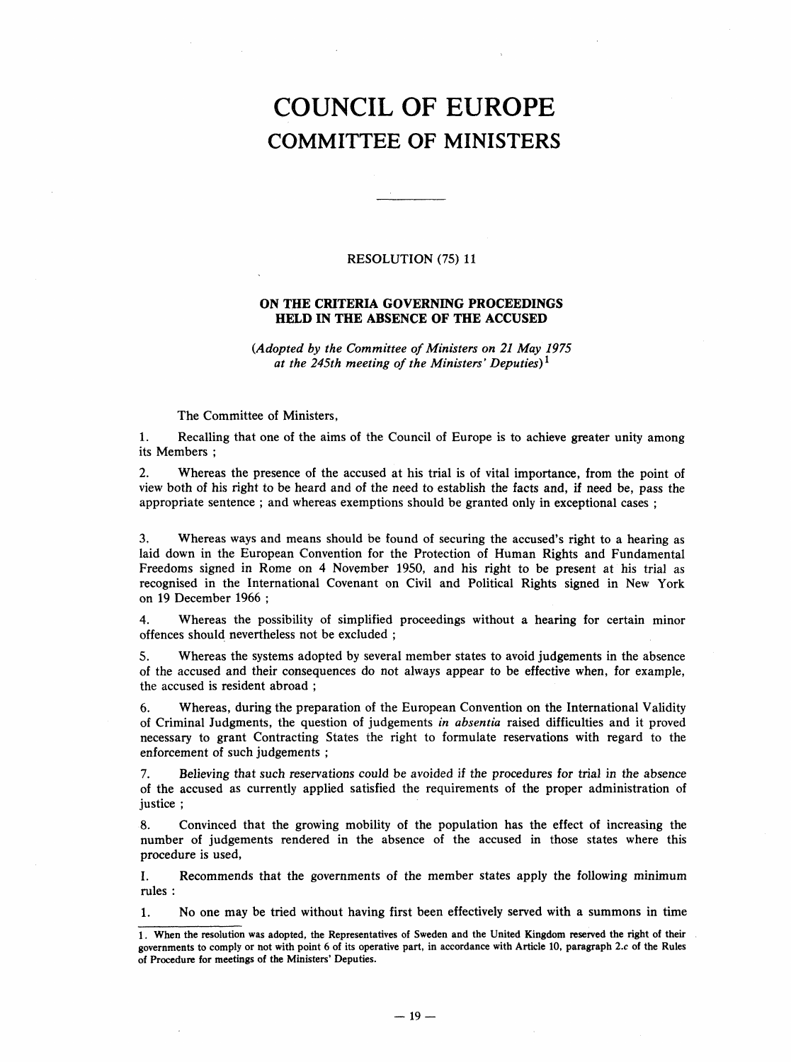# COUNCIL OF EUROPE

## COMMITTEE OF MINISTERS

RESOLUTION (75) 11

### ON THE CRITERIA GOVERNING PROCEEDINGS HELD IN THE ABSENCE OF THE ACCUSED

*(Adopted by the Committee of Ministers on 21 May 1975 at the 245th meeting of the Ministers' Deputies)*[1]

The Committee of Ministers,

1. Recalling that one of the aims of the Council of Europe is to achieve greater unity among its Members ;

2. Whereas the presence of the accused at his trial is of vital importance, from the point of view both of his right to be heard and of the need to establish the facts and, if need be, pass the appropriate sentence ; and whereas exemptions should be granted only in exceptional cases ;

3. Whereas ways and means should be found of securing the accused's right to a hearing as laid down in the European Convention for the Protection of Human Rights and Fundamental Freedoms signed in Rome on 4 November 1950, and his right to be present at his trial as recognised in the International Covenant on Civil and Political Rights signed in New York on 19 December 1966 ;

4. Whereas the possibility of simplified proceedings without a hearing for certain minor offences should nevertheless not be excluded ;

5. Whereas the systems adopted by several member states to avoid judgements in the absence of the accused and their consequences do not always appear to be effective when, for example, the accused is resident abroad ;

6. Whereas, during the preparation of the European Convention on the International Validity of Criminal Judgments, the question of judgements *in absentia* raised difficulties and it proved necessary to grant Contracting States the right to formulate reservations with regard to the enforcement of such judgements ;

7. Believing that such reservations could be avoided if the procedures for trial in the absence of the accused as currently applied satisfied the requirements of the proper administration of justice ;

8. Convinced that the growing mobility of the population has the effect of increasing the number of judgements rendered in the absence of the accused in those states where this procedure is used,

I. Recommends that the governments of the member states apply the following minimum rules :

1. No one may be tried without having first been effectively served with a summons in time

---

1. When the resolution was adopted, the Representatives of Sweden and the United Kingdom reserved the right of their governments to comply or not with point 6 of its operative part, in accordance with Article 10, paragraph 2.c of the Rules of Procedure for meetings of the Ministers' Deputies.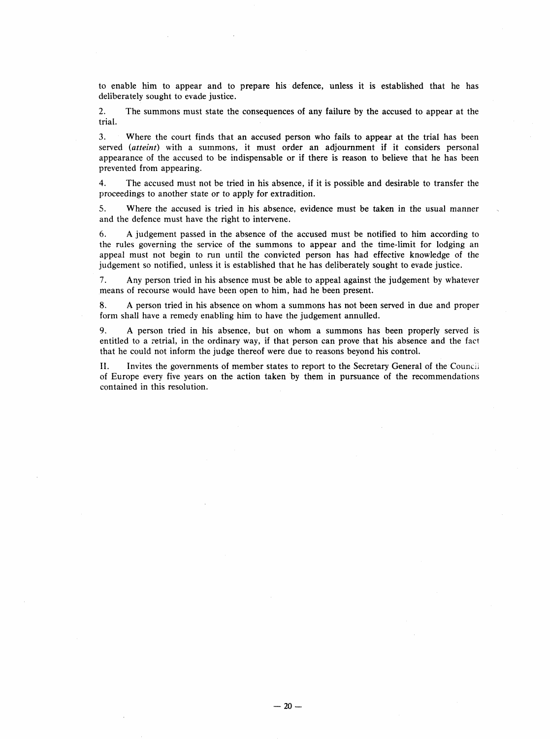to enable him to appear and to prepare his defence, unless it is established that he has deliberately sought to evade justice.

2. The summons must state the consequences of any failure by the accused to appear at the trial.

3. Where the court finds that an accused person who fails to appear at the trial has been served (*atteint*) with a summons, it must order an adjournment if it considers personal appearance of the accused to be indispensable or if there is reason to believe that he has been prevented from appearing.

4. The accused must not be tried in his absence, if it is possible and desirable to transfer the proceedings to another state or to apply for extradition.

5. Where the accused is tried in his absence, evidence must be taken in the usual manner and the defence must have the right to intervene.

6. A judgement passed in the absence of the accused must be notified to him according to the rules governing the service of the summons to appear and the time-limit for lodging an appeal must not begin to run until the convicted person has had effective knowledge of the judgement so notified, unless it is established that he has deliberately sought to evade justice.

7. Any person tried in his absence must be able to appeal against the judgement by whatever means of recourse would have been open to him, had he been present.

8. A person tried in his absence on whom a summons has not been served in due and proper form shall have a remedy enabling him to have the judgement annulled.

9. A person tried in his absence, but on whom a summons has been properly served is entitled to a retrial, in the ordinary way, if that person can prove that his absence and the fact that he could not inform the judge thereof were due to reasons beyond his control.

II. Invites the governments of member states to report to the Secretary General of the Council of Europe every five years on the action taken by them in pursuance of the recommendations contained in this resolution.